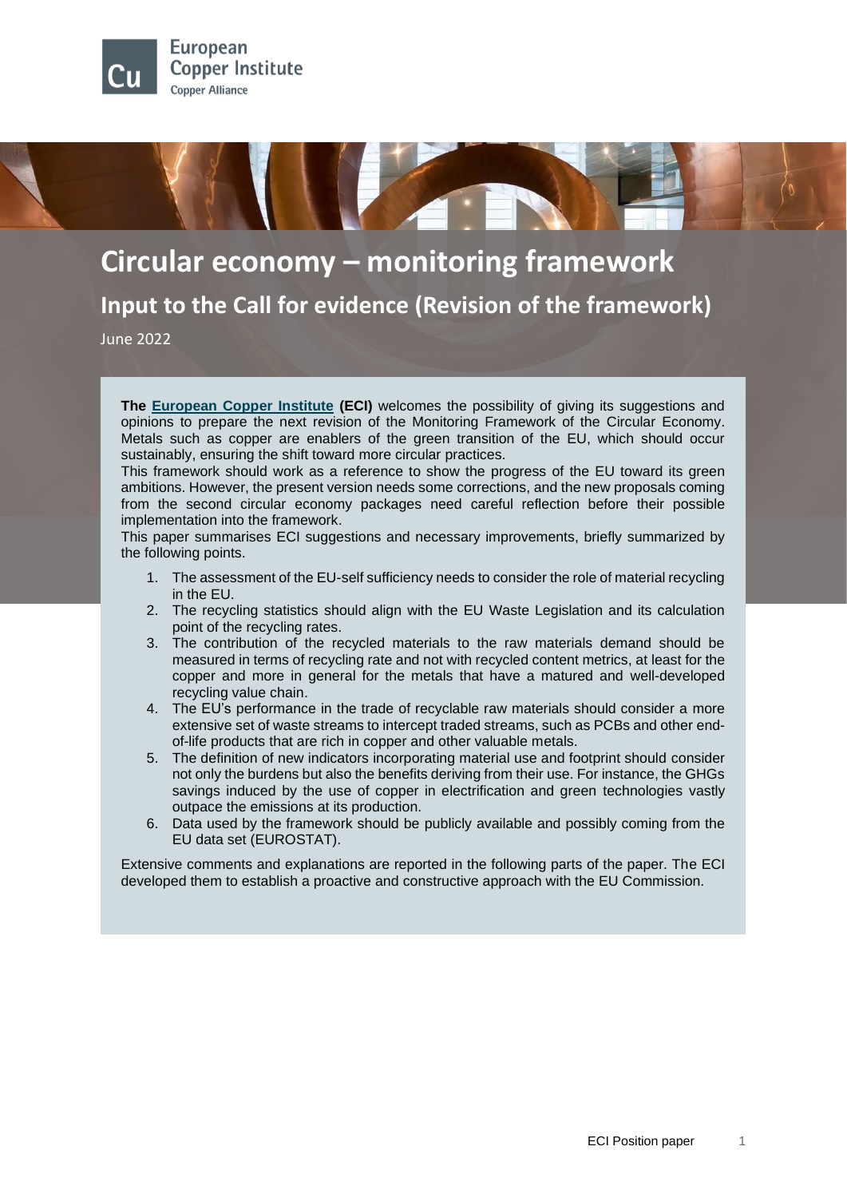European Copper Institute
Copper Alliance

# Circular economy – monitoring framework

## Input to the Call for evidence (Revision of the framework)

June 2022

**The European Copper Institute (ECI)** welcomes the possibility of giving its suggestions and opinions to prepare the next revision of the Monitoring Framework of the Circular Economy. Metals such as copper are enablers of the green transition of the EU, which should occur sustainably, ensuring the shift toward more circular practices.
This framework should work as a reference to show the progress of the EU toward its green ambitions. However, the present version needs some corrections, and the new proposals coming from the second circular economy packages need careful reflection before their possible implementation into the framework.
This paper summarises ECI suggestions and necessary improvements, briefly summarized by the following points.

1. The assessment of the EU-self sufficiency needs to consider the role of material recycling in the EU.
2. The recycling statistics should align with the EU Waste Legislation and its calculation point of the recycling rates.
3. The contribution of the recycled materials to the raw materials demand should be measured in terms of recycling rate and not with recycled content metrics, at least for the copper and more in general for the metals that have a matured and well-developed recycling value chain.
4. The EU's performance in the trade of recyclable raw materials should consider a more extensive set of waste streams to intercept traded streams, such as PCBs and other end-of-life products that are rich in copper and other valuable metals.
5. The definition of new indicators incorporating material use and footprint should consider not only the burdens but also the benefits deriving from their use. For instance, the GHGs savings induced by the use of copper in electrification and green technologies vastly outpace the emissions at its production.
6. Data used by the framework should be publicly available and possibly coming from the EU data set (EUROSTAT).

Extensive comments and explanations are reported in the following parts of the paper. The ECI developed them to establish a proactive and constructive approach with the EU Commission.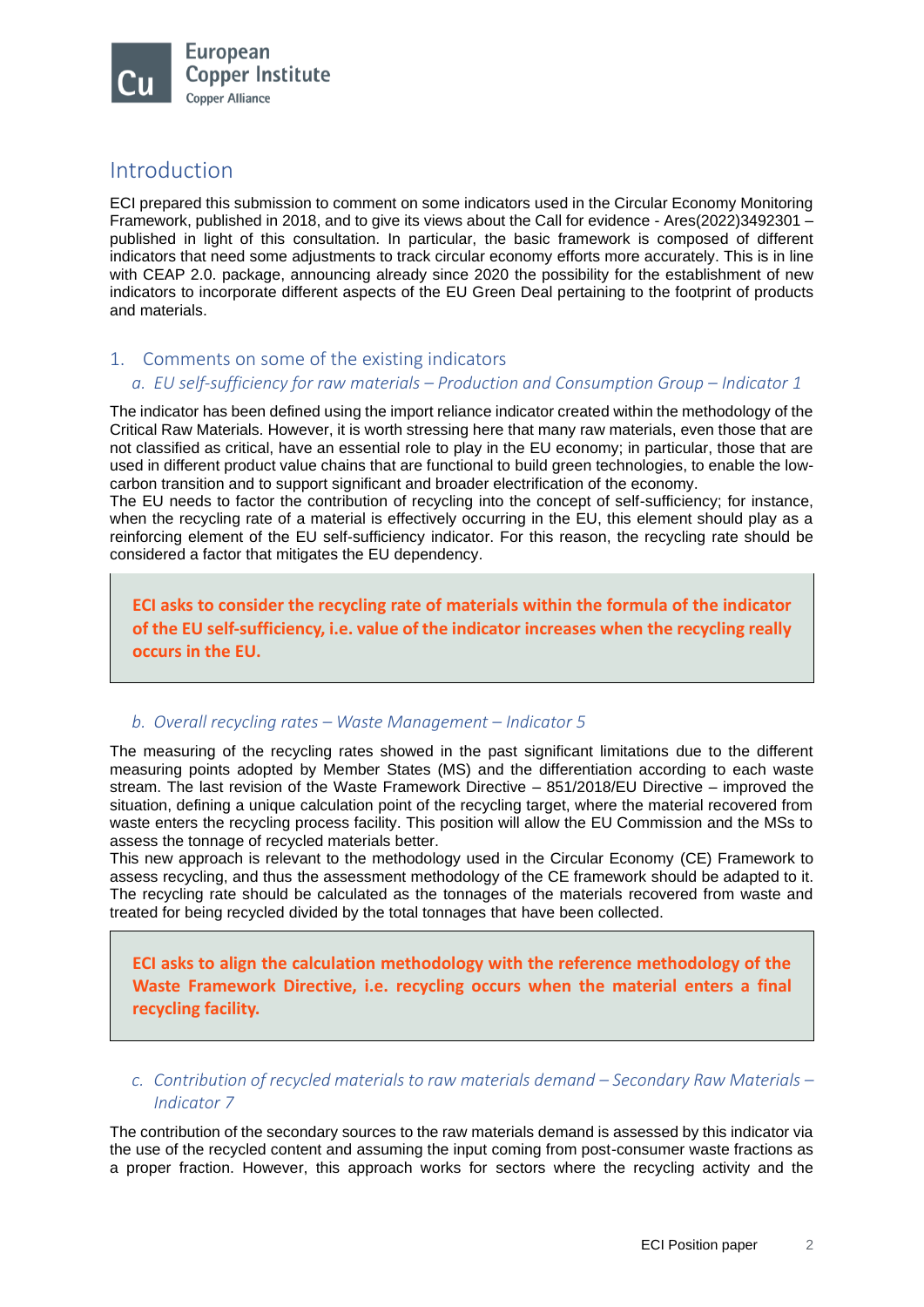## Introduction

ECI prepared this submission to comment on some indicators used in the Circular Economy Monitoring Framework, published in 2018, and to give its views about the Call for evidence - Ares(2022)3492301 – published in light of this consultation. In particular, the basic framework is composed of different indicators that need some adjustments to track circular economy efforts more accurately. This is in line with CEAP 2.0. package, announcing already since 2020 the possibility for the establishment of new indicators to incorporate different aspects of the EU Green Deal pertaining to the footprint of products and materials.

### 1. Comments on some of the existing indicators

#### *a. EU self-sufficiency for raw materials – Production and Consumption Group – Indicator 1*

The indicator has been defined using the import reliance indicator created within the methodology of the Critical Raw Materials. However, it is worth stressing here that many raw materials, even those that are not classified as critical, have an essential role to play in the EU economy; in particular, those that are used in different product value chains that are functional to build green technologies, to enable the low-carbon transition and to support significant and broader electrification of the economy.
The EU needs to factor the contribution of recycling into the concept of self-sufficiency; for instance, when the recycling rate of a material is effectively occurring in the EU, this element should play as a reinforcing element of the EU self-sufficiency indicator. For this reason, the recycling rate should be considered a factor that mitigates the EU dependency.

> **ECI asks to consider the recycling rate of materials within the formula of the indicator of the EU self-sufficiency, i.e. value of the indicator increases when the recycling really occurs in the EU.**

#### *b. Overall recycling rates – Waste Management – Indicator 5*

The measuring of the recycling rates showed in the past significant limitations due to the different measuring points adopted by Member States (MS) and the differentiation according to each waste stream. The last revision of the Waste Framework Directive – 851/2018/EU Directive – improved the situation, defining a unique calculation point of the recycling target, where the material recovered from waste enters the recycling process facility. This position will allow the EU Commission and the MSs to assess the tonnage of recycled materials better.
This new approach is relevant to the methodology used in the Circular Economy (CE) Framework to assess recycling, and thus the assessment methodology of the CE framework should be adapted to it. The recycling rate should be calculated as the tonnages of the materials recovered from waste and treated for being recycled divided by the total tonnages that have been collected.

> **ECI asks to align the calculation methodology with the reference methodology of the Waste Framework Directive, i.e. recycling occurs when the material enters a final recycling facility.**

#### *c. Contribution of recycled materials to raw materials demand – Secondary Raw Materials – Indicator 7*

The contribution of the secondary sources to the raw materials demand is assessed by this indicator via the use of the recycled content and assuming the input coming from post-consumer waste fractions as a proper fraction. However, this approach works for sectors where the recycling activity and the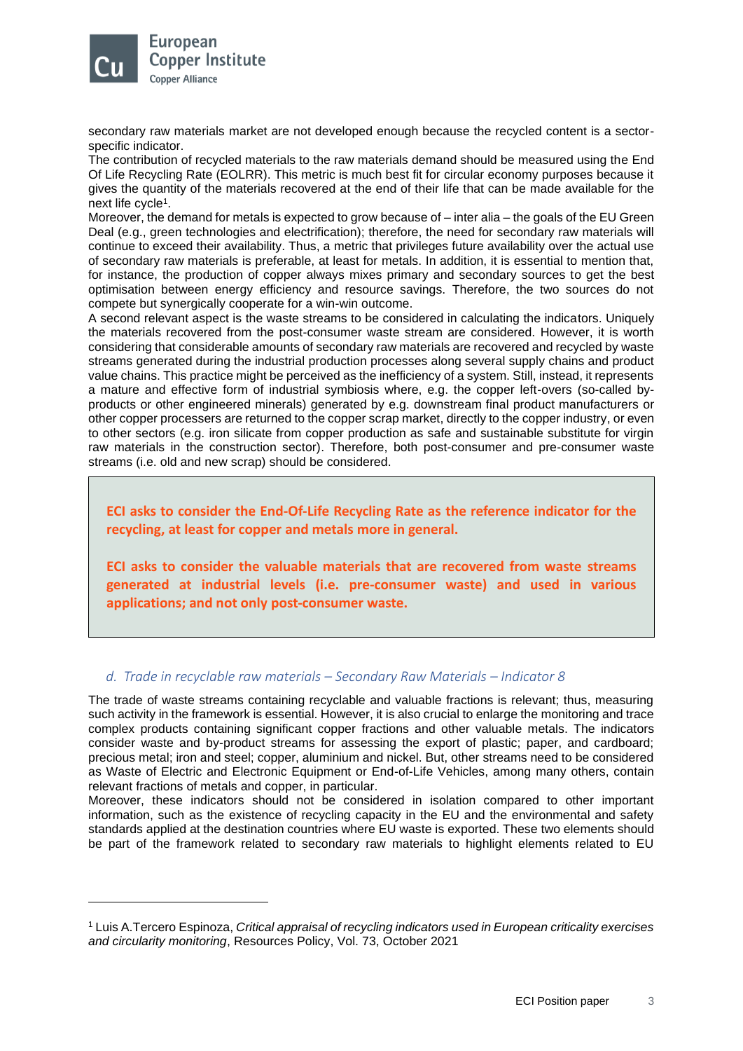secondary raw materials market are not developed enough because the recycled content is a sector-specific indicator.
The contribution of recycled materials to the raw materials demand should be measured using the End Of Life Recycling Rate (EOLRR). This metric is much best fit for circular economy purposes because it gives the quantity of the materials recovered at the end of their life that can be made available for the next life cycle[1].
Moreover, the demand for metals is expected to grow because of – inter alia – the goals of the EU Green Deal (e.g., green technologies and electrification); therefore, the need for secondary raw materials will continue to exceed their availability. Thus, a metric that privileges future availability over the actual use of secondary raw materials is preferable, at least for metals. In addition, it is essential to mention that, for instance, the production of copper always mixes primary and secondary sources to get the best optimisation between energy efficiency and resource savings. Therefore, the two sources do not compete but synergically cooperate for a win-win outcome.
A second relevant aspect is the waste streams to be considered in calculating the indicators. Uniquely the materials recovered from the post-consumer waste stream are considered. However, it is worth considering that considerable amounts of secondary raw materials are recovered and recycled by waste streams generated during the industrial production processes along several supply chains and product value chains. This practice might be perceived as the inefficiency of a system. Still, instead, it represents a mature and effective form of industrial symbiosis where, e.g. the copper left-overs (so-called by-products or other engineered minerals) generated by e.g. downstream final product manufacturers or other copper processers are returned to the copper scrap market, directly to the copper industry, or even to other sectors (e.g. iron silicate from copper production as safe and sustainable substitute for virgin raw materials in the construction sector). Therefore, both post-consumer and pre-consumer waste streams (i.e. old and new scrap) should be considered.

**ECI asks to consider the End-Of-Life Recycling Rate as the reference indicator for the recycling, at least for copper and metals more in general.**

**ECI asks to consider the valuable materials that are recovered from waste streams generated at industrial levels (i.e. pre-consumer waste) and used in various applications; and not only post-consumer waste.**

### *d. Trade in recyclable raw materials – Secondary Raw Materials – Indicator 8*

The trade of waste streams containing recyclable and valuable fractions is relevant; thus, measuring such activity in the framework is essential. However, it is also crucial to enlarge the monitoring and trace complex products containing significant copper fractions and other valuable metals. The indicators consider waste and by-product streams for assessing the export of plastic; paper, and cardboard; precious metal; iron and steel; copper, aluminium and nickel. But, other streams need to be considered as Waste of Electric and Electronic Equipment or End-of-Life Vehicles, among many others, contain relevant fractions of metals and copper, in particular.
Moreover, these indicators should not be considered in isolation compared to other important information, such as the existence of recycling capacity in the EU and the environmental and safety standards applied at the destination countries where EU waste is exported. These two elements should be part of the framework related to secondary raw materials to highlight elements related to EU

---

[1] Luis A.Tercero Espinoza, *Critical appraisal of recycling indicators used in European criticality exercises and circularity monitoring*, Resources Policy, Vol. 73, October 2021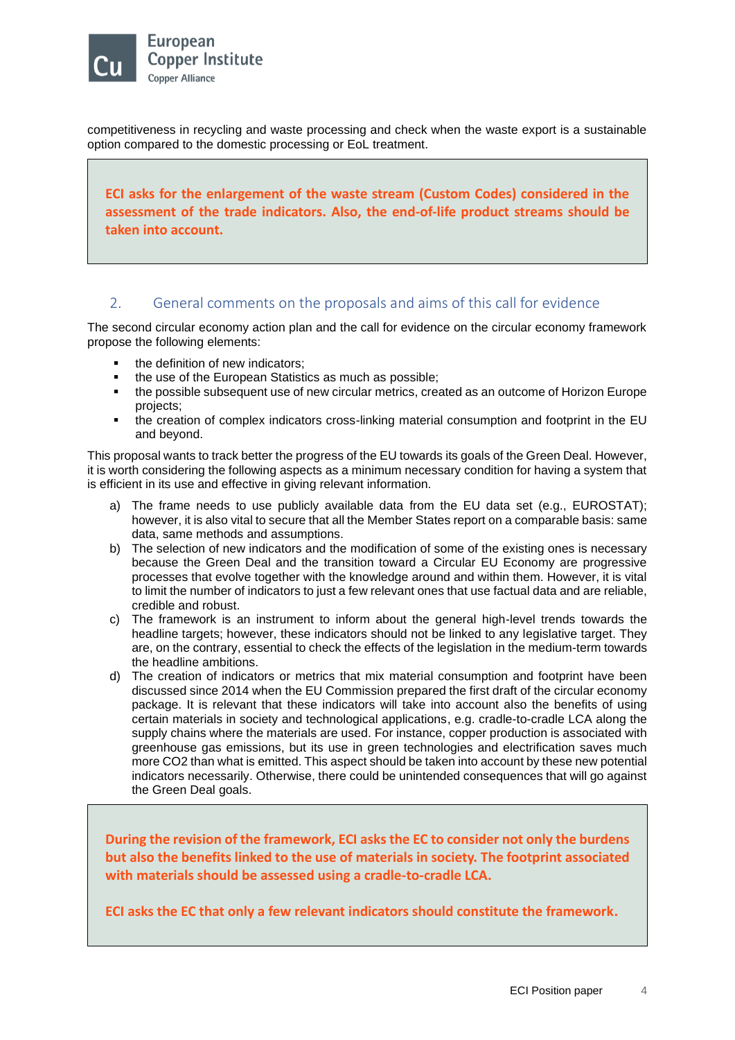competitiveness in recycling and waste processing and check when the waste export is a sustainable option compared to the domestic processing or EoL treatment.

> **ECI asks for the enlargement of the waste stream (Custom Codes) considered in the assessment of the trade indicators. Also, the end-of-life product streams should be taken into account.**

## 2. General comments on the proposals and aims of this call for evidence

The second circular economy action plan and the call for evidence on the circular economy framework propose the following elements:

- the definition of new indicators;
- the use of the European Statistics as much as possible;
- the possible subsequent use of new circular metrics, created as an outcome of Horizon Europe projects;
- the creation of complex indicators cross-linking material consumption and footprint in the EU and beyond.

This proposal wants to track better the progress of the EU towards its goals of the Green Deal. However, it is worth considering the following aspects as a minimum necessary condition for having a system that is efficient in its use and effective in giving relevant information.

a) The frame needs to use publicly available data from the EU data set (e.g., EUROSTAT); however, it is also vital to secure that all the Member States report on a comparable basis: same data, same methods and assumptions.

b) The selection of new indicators and the modification of some of the existing ones is necessary because the Green Deal and the transition toward a Circular EU Economy are progressive processes that evolve together with the knowledge around and within them. However, it is vital to limit the number of indicators to just a few relevant ones that use factual data and are reliable, credible and robust.

c) The framework is an instrument to inform about the general high-level trends towards the headline targets; however, these indicators should not be linked to any legislative target. They are, on the contrary, essential to check the effects of the legislation in the medium-term towards the headline ambitions.

d) The creation of indicators or metrics that mix material consumption and footprint have been discussed since 2014 when the EU Commission prepared the first draft of the circular economy package. It is relevant that these indicators will take into account also the benefits of using certain materials in society and technological applications, e.g. cradle-to-cradle LCA along the supply chains where the materials are used. For instance, copper production is associated with greenhouse gas emissions, but its use in green technologies and electrification saves much more $CO_2$ than what is emitted. This aspect should be taken into account by these new potential indicators necessarily. Otherwise, there could be unintended consequences that will go against the Green Deal goals.

> **During the revision of the framework, ECI asks the EC to consider not only the burdens but also the benefits linked to the use of materials in society. The footprint associated with materials should be assessed using a cradle-to-cradle LCA.**
>
> **ECI asks the EC that only a few relevant indicators should constitute the framework.**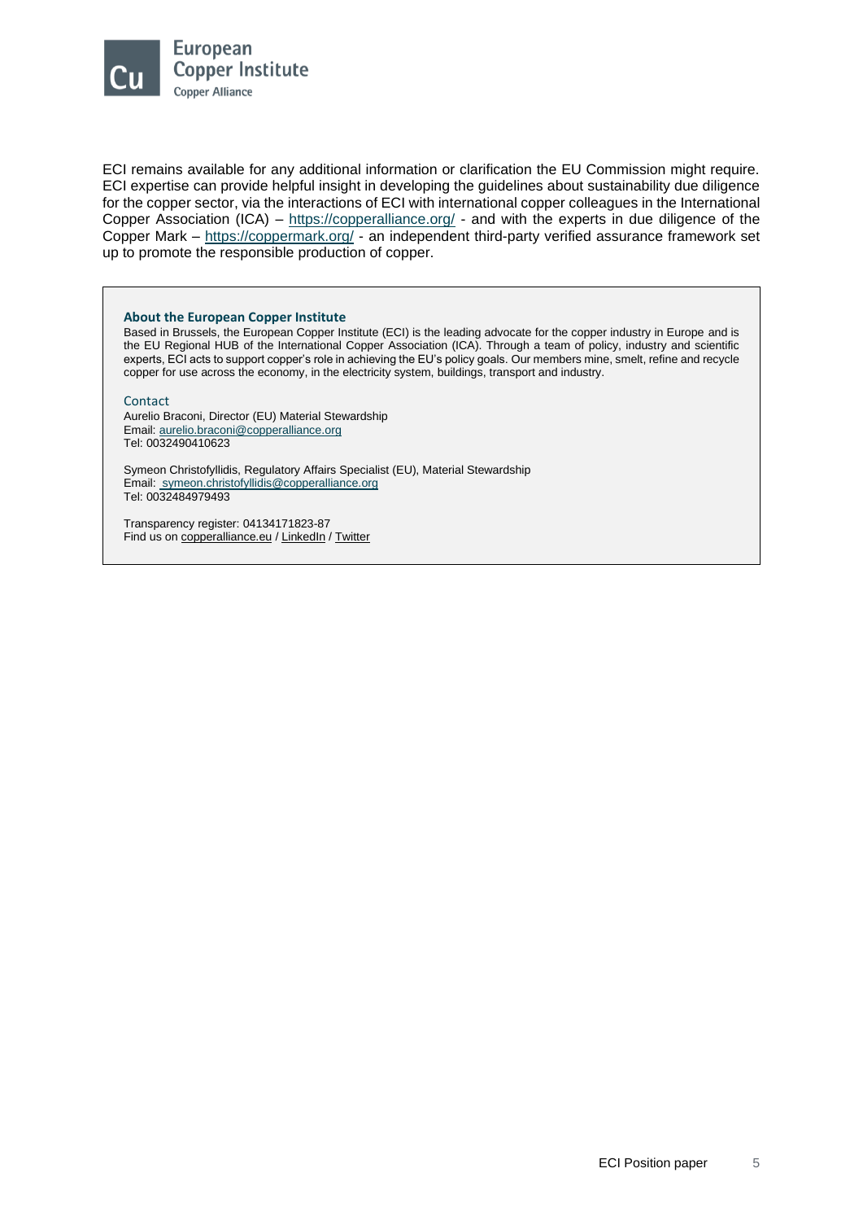ECI remains available for any additional information or clarification the EU Commission might require. ECI expertise can provide helpful insight in developing the guidelines about sustainability due diligence for the copper sector, via the interactions of ECI with international copper colleagues in the International Copper Association (ICA) – https://copperalliance.org/ - and with the experts in due diligence of the Copper Mark – https://coppermark.org/ - an independent third-party verified assurance framework set up to promote the responsible production of copper.

**About the European Copper Institute**

Based in Brussels, the European Copper Institute (ECI) is the leading advocate for the copper industry in Europe and is the EU Regional HUB of the International Copper Association (ICA). Through a team of policy, industry and scientific experts, ECI acts to support copper's role in achieving the EU's policy goals. Our members mine, smelt, refine and recycle copper for use across the economy, in the electricity system, buildings, transport and industry.

Contact

Aurelio Braconi, Director (EU) Material Stewardship
Email: aurelio.braconi@copperalliance.org
Tel: 0032490410623

Symeon Christofyllidis, Regulatory Affairs Specialist (EU), Material Stewardship
Email: symeon.christofyllidis@copperalliance.org
Tel: 0032484979493

Transparency register: 04134171823-87
Find us on copperalliance.eu / LinkedIn / Twitter